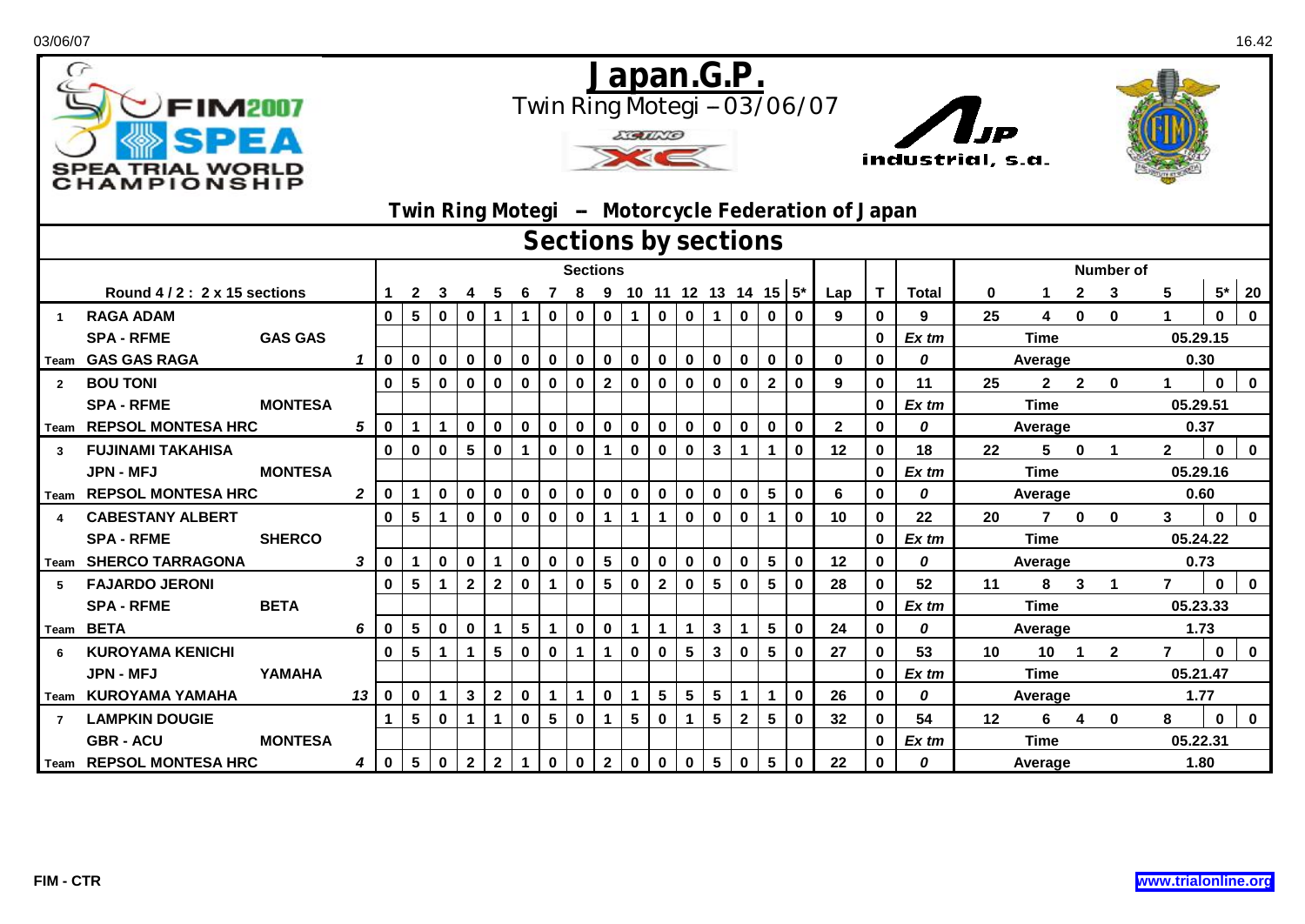# Japan.G.P.

Twin Ring Motegi – 03/06/07

FIM2007 SPEA TRIAL WORLD CHAMPIONSHIP

JP industrial, s.a.

## Twin Ring Motegi – Motorcycle Federation of Japan

## Sections by sections

| | Round 4 / 2 : 2 x 15 sections | | | 1 | 2 | 3 | 4 | 5 | 6 | 7 | 8 | 9 | 10 | 11 | 12 | 13 | 14 | 15 | 5* | Lap | T | Total | 0 | 1 | 2 | 3 | 5 | 5* | 20 |
|---|---|---|---|---|---|---|---|---|---|---|---|---|---|---|---|---|---|---|---|---|---|---|---|---|---|---|---|---|---|
| 1 | RAGA ADAM | | | 0 | 5 | 0 | 0 | 1 | 1 | 0 | 0 | 0 | 1 | 0 | 0 | 1 | 0 | 0 | 0 | 9 | 0 | 9 | 25 | 4 | 0 | 0 | 1 | 0 | 0 |
| | SPA - RFME | GAS GAS | | | | | | | | | | | | | | | | | | | 0 | Ex tm | Time | | | | 05.29.15 | | |
| Team | GAS GAS RAGA | | 1 | 0 | 0 | 0 | 0 | 0 | 0 | 0 | 0 | 0 | 0 | 0 | 0 | 0 | 0 | 0 | 0 | 0 | 0 | 0 | Average | | | | 0.30 | | |
| 2 | BOU TONI | | | 0 | 5 | 0 | 0 | 0 | 0 | 0 | 0 | 2 | 0 | 0 | 0 | 0 | 0 | 2 | 0 | 9 | 0 | 11 | 25 | 2 | 2 | 0 | 1 | 0 | 0 |
| | SPA - RFME | MONTESA | | | | | | | | | | | | | | | | | | | 0 | Ex tm | Time | | | | 05.29.51 | | |
| Team | REPSOL MONTESA HRC | | 5 | 0 | 1 | 1 | 0 | 0 | 0 | 0 | 0 | 0 | 0 | 0 | 0 | 0 | 0 | 0 | 0 | 2 | 0 | 0 | Average | | | | 0.37 | | |
| 3 | FUJINAMI TAKAHISA | | | 0 | 0 | 0 | 5 | 0 | 1 | 0 | 0 | 1 | 0 | 0 | 0 | 3 | 1 | 1 | 0 | 12 | 0 | 18 | 22 | 5 | 0 | 1 | 2 | 0 | 0 |
| | JPN - MFJ | MONTESA | | | | | | | | | | | | | | | | | | | 0 | Ex tm | Time | | | | 05.29.16 | | |
| Team | REPSOL MONTESA HRC | | 2 | 0 | 1 | 0 | 0 | 0 | 0 | 0 | 0 | 0 | 0 | 0 | 0 | 0 | 0 | 5 | 0 | 6 | 0 | 0 | Average | | | | 0.60 | | |
| 4 | CABESTANY ALBERT | | | 0 | 5 | 1 | 0 | 0 | 0 | 0 | 0 | 1 | 1 | 1 | 0 | 0 | 0 | 1 | 0 | 10 | 0 | 22 | 20 | 7 | 0 | 0 | 3 | 0 | 0 |
| | SPA - RFME | SHERCO | | | | | | | | | | | | | | | | | | | 0 | Ex tm | Time | | | | 05.24.22 | | |
| Team | SHERCO TARRAGONA | | 3 | 0 | 1 | 0 | 0 | 1 | 0 | 0 | 0 | 5 | 0 | 0 | 0 | 0 | 0 | 5 | 0 | 12 | 0 | 0 | Average | | | | 0.73 | | |
| 5 | FAJARDO JERONI | | | 0 | 5 | 1 | 2 | 2 | 0 | 1 | 0 | 5 | 0 | 2 | 0 | 5 | 0 | 5 | 0 | 28 | 0 | 52 | 11 | 8 | 3 | 1 | 7 | 0 | 0 |
| | SPA - RFME | BETA | | | | | | | | | | | | | | | | | | | 0 | Ex tm | Time | | | | 05.23.33 | | |
| Team | BETA | | 6 | 0 | 5 | 0 | 0 | 1 | 5 | 1 | 0 | 0 | 1 | 1 | 1 | 3 | 1 | 5 | 0 | 24 | 0 | 0 | Average | | | | 1.73 | | |
| 6 | KUROYAMA KENICHI | | | 0 | 5 | 1 | 1 | 5 | 0 | 0 | 1 | 1 | 0 | 0 | 5 | 3 | 0 | 5 | 0 | 27 | 0 | 53 | 10 | 10 | 1 | 2 | 7 | 0 | 0 |
| | JPN - MFJ | YAMAHA | | | | | | | | | | | | | | | | | | | 0 | Ex tm | Time | | | | 05.21.47 | | |
| Team | KUROYAMA YAMAHA | | 13 | 0 | 0 | 1 | 3 | 2 | 0 | 1 | 1 | 0 | 1 | 5 | 5 | 5 | 1 | 1 | 0 | 26 | 0 | 0 | Average | | | | 1.77 | | |
| 7 | LAMPKIN DOUGIE | | | 1 | 5 | 0 | 1 | 1 | 0 | 5 | 0 | 1 | 5 | 0 | 1 | 5 | 2 | 5 | 0 | 32 | 0 | 54 | 12 | 6 | 4 | 0 | 8 | 0 | 0 |
| | GBR - ACU | MONTESA | | | | | | | | | | | | | | | | | | | 0 | Ex tm | Time | | | | 05.22.31 | | |
| Team | REPSOL MONTESA HRC | | 4 | 0 | 5 | 0 | 2 | 2 | 1 | 0 | 0 | 2 | 0 | 0 | 0 | 5 | 0 | 5 | 0 | 22 | 0 | 0 | Average | | | | 1.80 | | |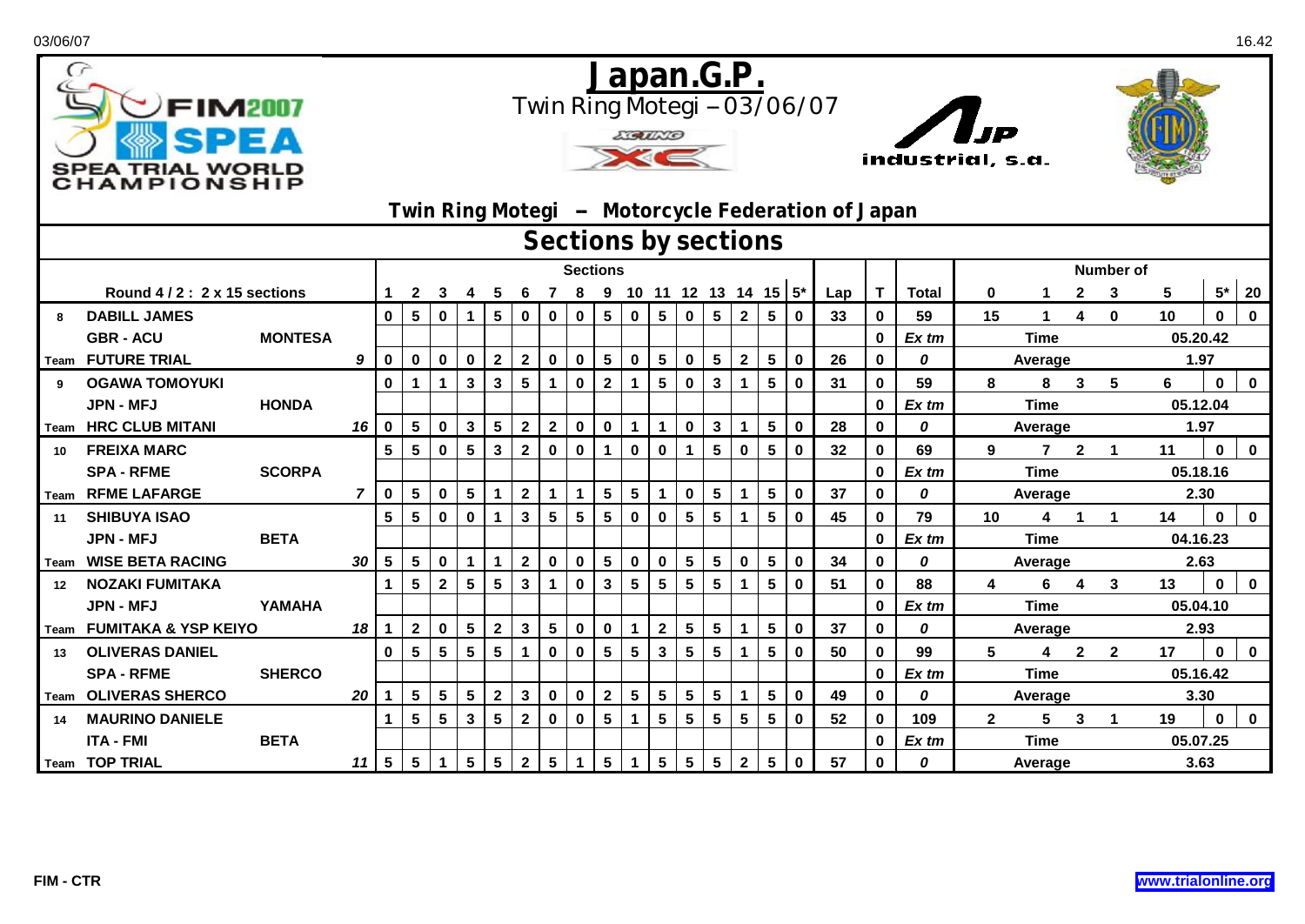# Japan.G.P.

Twin Ring Motegi – 03/06/07

SPEA TRIAL WORLD CHAMPIONSHIP

## Twin Ring Motegi – Motorcycle Federation of Japan

## Sections by sections

| | Round 4 / 2 : 2 x 15 sections | | | 1 | 2 | 3 | 4 | 5 | 6 | 7 | 8 | 9 | 10 | 11 | 12 | 13 | 14 | 15 | 5* | Lap | T | Total | 0 | 1 | 2 | 3 | 5 | 5* | 20 |
|---|---|---|---|---|---|---|---|---|---|---|---|---|---|---|---|---|---|---|---|---|---|---|---|---|---|---|---|---|---|
| 8 | DABILL JAMES | | | 0 | 5 | 0 | 1 | 5 | 0 | 0 | 0 | 5 | 0 | 5 | 0 | 5 | 2 | 5 | 0 | 33 | 0 | 59 | 15 | 1 | 4 | 0 | 10 | 0 | 0 |
| | GBR - ACU | MONTESA | | | | | | | | | | | | | | | | | | | 0 | Ex tm | Time | | | | 05.20.42 | | |
| Team | FUTURE TRIAL | | 9 | 0 | 0 | 0 | 0 | 2 | 2 | 0 | 0 | 5 | 0 | 5 | 0 | 5 | 2 | 5 | 0 | 26 | 0 | 0 | Average | | | | 1.97 | | |
| 9 | OGAWA TOMOYUKI | | | 0 | 1 | 1 | 3 | 3 | 5 | 1 | 0 | 2 | 1 | 5 | 0 | 3 | 1 | 5 | 0 | 31 | 0 | 59 | 8 | 8 | 3 | 5 | 6 | 0 | 0 |
| | JPN - MFJ | HONDA | | | | | | | | | | | | | | | | | | | 0 | Ex tm | Time | | | | 05.12.04 | | |
| Team | HRC CLUB MITANI | | 16 | 0 | 5 | 0 | 3 | 5 | 2 | 2 | 0 | 0 | 1 | 1 | 0 | 3 | 1 | 5 | 0 | 28 | 0 | 0 | Average | | | | 1.97 | | |
| 10 | FREIXA MARC | | | 5 | 5 | 0 | 5 | 3 | 2 | 0 | 0 | 1 | 0 | 0 | 1 | 5 | 0 | 5 | 0 | 32 | 0 | 69 | 9 | 7 | 2 | 1 | 11 | 0 | 0 |
| | SPA - RFME | SCORPA | | | | | | | | | | | | | | | | | | | 0 | Ex tm | Time | | | | 05.18.16 | | |
| Team | RFME LAFARGE | | 7 | 0 | 5 | 0 | 5 | 1 | 2 | 1 | 1 | 5 | 5 | 1 | 0 | 5 | 1 | 5 | 0 | 37 | 0 | 0 | Average | | | | 2.30 | | |
| 11 | SHIBUYA ISAO | | | 5 | 5 | 0 | 0 | 1 | 3 | 5 | 5 | 5 | 0 | 0 | 5 | 5 | 1 | 5 | 0 | 45 | 0 | 79 | 10 | 4 | 1 | 1 | 14 | 0 | 0 |
| | JPN - MFJ | BETA | | | | | | | | | | | | | | | | | | | 0 | Ex tm | Time | | | | 04.16.23 | | |
| Team | WISE BETA RACING | | 30 | 5 | 5 | 0 | 1 | 1 | 2 | 0 | 0 | 5 | 0 | 0 | 5 | 5 | 0 | 5 | 0 | 34 | 0 | 0 | Average | | | | 2.63 | | |
| 12 | NOZAKI FUMITAKA | | | 1 | 5 | 2 | 5 | 5 | 3 | 1 | 0 | 3 | 5 | 5 | 5 | 5 | 1 | 5 | 0 | 51 | 0 | 88 | 4 | 6 | 4 | 3 | 13 | 0 | 0 |
| | JPN - MFJ | YAMAHA | | | | | | | | | | | | | | | | | | | 0 | Ex tm | Time | | | | 05.04.10 | | |
| Team | FUMITAKA & YSP KEIYO | | 18 | 1 | 2 | 0 | 5 | 2 | 3 | 5 | 0 | 0 | 1 | 2 | 5 | 5 | 1 | 5 | 0 | 37 | 0 | 0 | Average | | | | 2.93 | | |
| 13 | OLIVERAS DANIEL | | | 0 | 5 | 5 | 5 | 5 | 1 | 0 | 0 | 5 | 5 | 3 | 5 | 5 | 1 | 5 | 0 | 50 | 0 | 99 | 5 | 4 | 2 | 2 | 17 | 0 | 0 |
| | SPA - RFME | SHERCO | | | | | | | | | | | | | | | | | | | 0 | Ex tm | Time | | | | 05.16.42 | | |
| Team | OLIVERAS SHERCO | | 20 | 1 | 5 | 5 | 5 | 2 | 3 | 0 | 0 | 2 | 5 | 5 | 5 | 5 | 1 | 5 | 0 | 49 | 0 | 0 | Average | | | | 3.30 | | |
| 14 | MAURINO DANIELE | | | 1 | 5 | 5 | 3 | 5 | 2 | 0 | 0 | 5 | 1 | 5 | 5 | 5 | 5 | 5 | 0 | 52 | 0 | 109 | 2 | 5 | 3 | 1 | 19 | 0 | 0 |
| | ITA - FMI | BETA | | | | | | | | | | | | | | | | | | | 0 | Ex tm | Time | | | | 05.07.25 | | |
| Team | TOP TRIAL | | 11 | 5 | 5 | 1 | 5 | 5 | 2 | 5 | 1 | 5 | 1 | 5 | 5 | 5 | 2 | 5 | 0 | 57 | 0 | 0 | Average | | | | 3.63 | | |

FIM - CTR

www.trialonline.org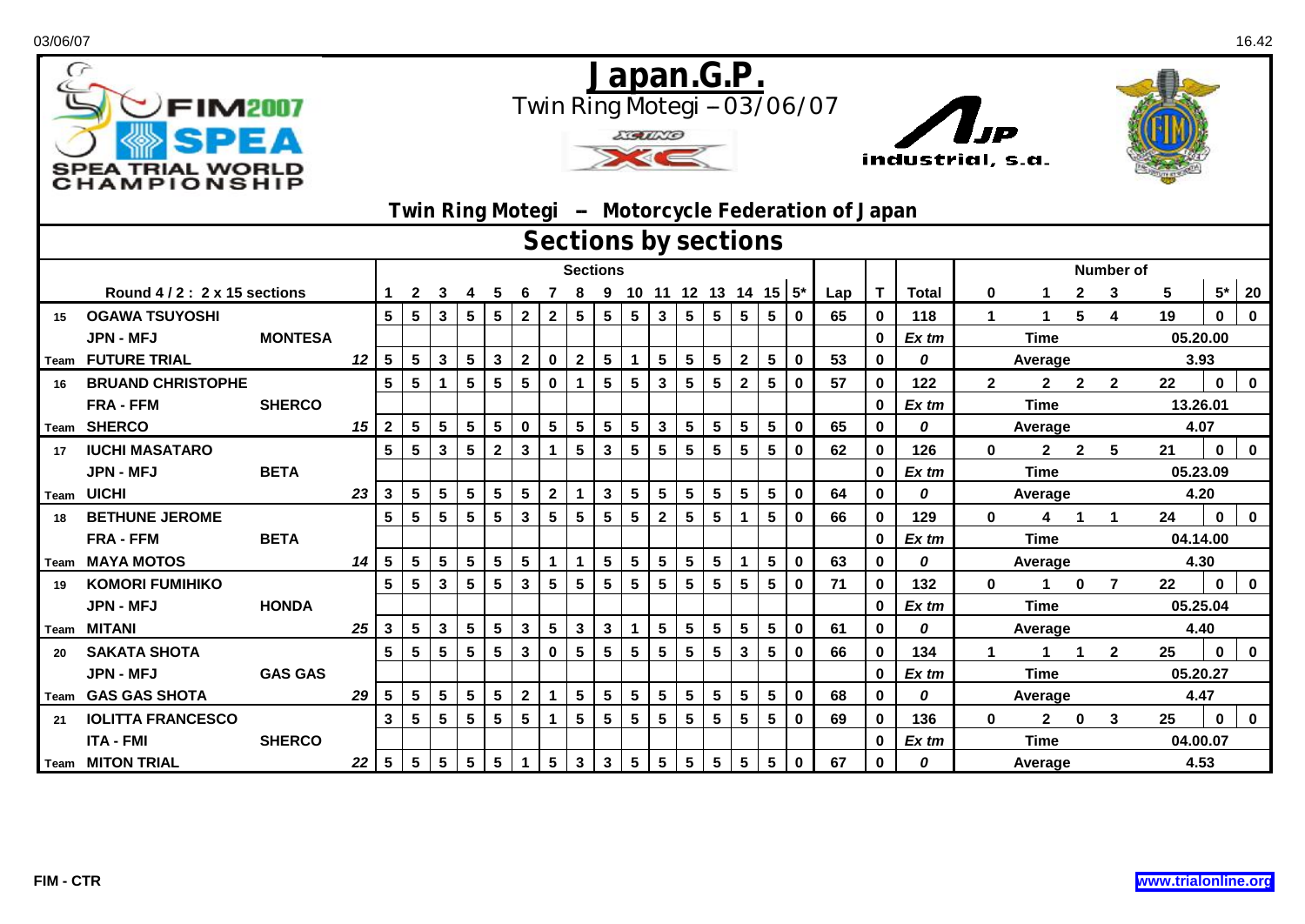# Japan.G.P.

Twin Ring Motegi – 03/06/07

SPEA TRIAL WORLD CHAMPIONSHIP

industrial, s.a.

## Twin Ring Motegi – Motorcycle Federation of Japan

## Sections by sections

| | Round 4 / 2 : 2 x 15 sections | | | 1 | 2 | 3 | 4 | 5 | 6 | 7 | 8 | 9 | 10 | 11 | 12 | 13 | 14 | 15 | 5* | Lap | T | Total | 0 | 1 | 2 | 3 | 5 | 5* | 20 |
|---|---|---|---|---|---|---|---|---|---|---|---|---|---|---|---|---|---|---|---|---|---|---|---|---|---|---|---|---|---|
| 15 | OGAWA TSUYOSHI | | | 5 | 5 | 3 | 5 | 5 | 2 | 2 | 5 | 5 | 5 | 3 | 5 | 5 | 5 | 5 | 0 | 65 | 0 | 118 | 1 | 1 | 5 | 4 | 19 | 0 | 0 |
| | JPN - MFJ | MONTESA | | | | | | | | | | | | | | | | | | | 0 | Ex tm | Time | | | | 05.20.00 | | |
| Team | FUTURE TRIAL | | 12 | 5 | 5 | 3 | 5 | 3 | 2 | 0 | 2 | 5 | 1 | 5 | 5 | 5 | 2 | 5 | 0 | 53 | 0 | 0 | Average | | | | 3.93 | | |
| 16 | BRUAND CHRISTOPHE | | | 5 | 5 | 1 | 5 | 5 | 5 | 0 | 1 | 5 | 5 | 3 | 5 | 5 | 2 | 5 | 0 | 57 | 0 | 122 | 2 | 2 | 2 | 2 | 22 | 0 | 0 |
| | FRA - FFM | SHERCO | | | | | | | | | | | | | | | | | | | 0 | Ex tm | Time | | | | 13.26.01 | | |
| Team | SHERCO | | 15 | 2 | 5 | 5 | 5 | 5 | 0 | 5 | 5 | 5 | 5 | 3 | 5 | 5 | 5 | 5 | 0 | 65 | 0 | 0 | Average | | | | 4.07 | | |
| 17 | IUCHI MASATARO | | | 5 | 5 | 3 | 5 | 2 | 3 | 1 | 5 | 3 | 5 | 5 | 5 | 5 | 5 | 5 | 0 | 62 | 0 | 126 | 0 | 2 | 2 | 5 | 21 | 0 | 0 |
| | JPN - MFJ | BETA | | | | | | | | | | | | | | | | | | | 0 | Ex tm | Time | | | | 05.23.09 | | |
| Team | UICHI | | 23 | 3 | 5 | 5 | 5 | 5 | 5 | 2 | 1 | 3 | 5 | 5 | 5 | 5 | 5 | 5 | 0 | 64 | 0 | 0 | Average | | | | 4.20 | | |
| 18 | BETHUNE JEROME | | | 5 | 5 | 5 | 5 | 5 | 3 | 5 | 5 | 5 | 5 | 2 | 5 | 5 | 1 | 5 | 0 | 66 | 0 | 129 | 0 | 4 | 1 | 1 | 24 | 0 | 0 |
| | FRA - FFM | BETA | | | | | | | | | | | | | | | | | | | 0 | Ex tm | Time | | | | 04.14.00 | | |
| Team | MAYA MOTOS | | 14 | 5 | 5 | 5 | 5 | 5 | 5 | 1 | 1 | 5 | 5 | 5 | 5 | 5 | 1 | 5 | 0 | 63 | 0 | 0 | Average | | | | 4.30 | | |
| 19 | KOMORI FUMIHIKO | | | 5 | 5 | 3 | 5 | 5 | 3 | 5 | 5 | 5 | 5 | 5 | 5 | 5 | 5 | 5 | 0 | 71 | 0 | 132 | 0 | 1 | 0 | 7 | 22 | 0 | 0 |
| | JPN - MFJ | HONDA | | | | | | | | | | | | | | | | | | | 0 | Ex tm | Time | | | | 05.25.04 | | |
| Team | MITANI | | 25 | 3 | 5 | 3 | 5 | 5 | 3 | 5 | 3 | 3 | 1 | 5 | 5 | 5 | 5 | 5 | 0 | 61 | 0 | 0 | Average | | | | 4.40 | | |
| 20 | SAKATA SHOTA | | | 5 | 5 | 5 | 5 | 5 | 3 | 0 | 5 | 5 | 5 | 5 | 5 | 5 | 3 | 5 | 0 | 66 | 0 | 134 | 1 | 1 | 1 | 2 | 25 | 0 | 0 |
| | JPN - MFJ | GAS GAS | | | | | | | | | | | | | | | | | | | 0 | Ex tm | Time | | | | 05.20.27 | | |
| Team | GAS GAS SHOTA | | 29 | 5 | 5 | 5 | 5 | 5 | 2 | 1 | 5 | 5 | 5 | 5 | 5 | 5 | 5 | 5 | 0 | 68 | 0 | 0 | Average | | | | 4.47 | | |
| 21 | IOLITTA FRANCESCO | | | 3 | 5 | 5 | 5 | 5 | 5 | 1 | 5 | 5 | 5 | 5 | 5 | 5 | 5 | 5 | 0 | 69 | 0 | 136 | 0 | 2 | 0 | 3 | 25 | 0 | 0 |
| | ITA - FMI | SHERCO | | | | | | | | | | | | | | | | | | | 0 | Ex tm | Time | | | | 04.00.07 | | |
| Team | MITON TRIAL | | 22 | 5 | 5 | 5 | 5 | 5 | 1 | 5 | 3 | 3 | 5 | 5 | 5 | 5 | 5 | 5 | 0 | 67 | 0 | 0 | Average | | | | 4.53 | | |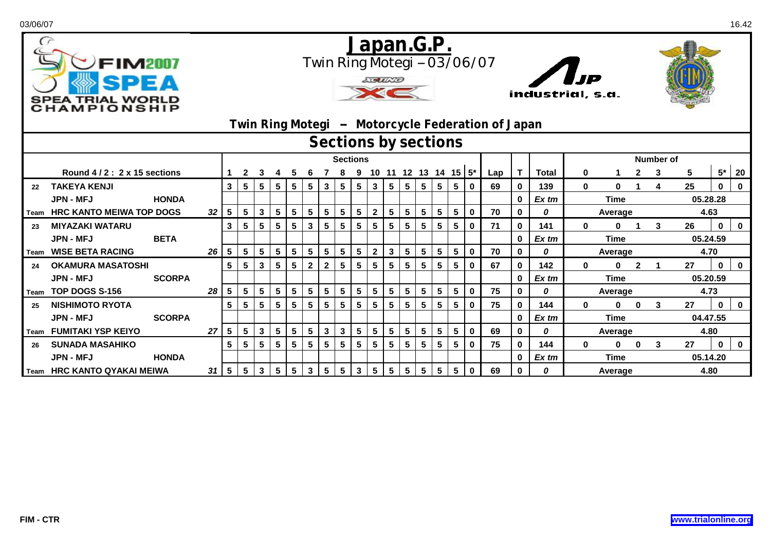# Japan.G.P.

Twin Ring Motegi – 03/06/07

FIM 2007 SPEA TRIAL WORLD CHAMPIONSHIP

industrial, s.a.

## Twin Ring Motegi – Motorcycle Federation of Japan

## Sections by sections

| | Round 4 / 2 : 2 x 15 sections | | | 1 | 2 | 3 | 4 | 5 | 6 | 7 | 8 | 9 | 10 | 11 | 12 | 13 | 14 | 15 | 5* | Lap | T | Total | 0 | 1 | 2 | 3 | 5 | 5* | 20 |
|---|---|---|---|---|---|---|---|---|---|---|---|---|---|---|---|---|---|---|---|---|---|---|---|---|---|---|---|---|---|
| 22 | TAKEYA KENJI | | | 3 | 5 | 5 | 5 | 5 | 5 | 3 | 5 | 5 | 3 | 5 | 5 | 5 | 5 | 5 | 0 | 69 | 0 | 139 | 0 | 0 | 1 | 4 | 25 | 0 | 0 |
| | JPN - MFJ | HONDA | | | | | | | | | | | | | | | | | | | 0 | Ex tm | Time | | | | 05.28.28 | | |
| Team | HRC KANTO MEIWA TOP DOGS | | 32 | 5 | 5 | 3 | 5 | 5 | 5 | 5 | 5 | 5 | 2 | 5 | 5 | 5 | 5 | 5 | 0 | 70 | 0 | 0 | Average | | | | 4.63 | | |
| 23 | MIYAZAKI WATARU | | | 3 | 5 | 5 | 5 | 5 | 3 | 5 | 5 | 5 | 5 | 5 | 5 | 5 | 5 | 5 | 0 | 71 | 0 | 141 | 0 | 0 | 1 | 3 | 26 | 0 | 0 |
| | JPN - MFJ | BETA | | | | | | | | | | | | | | | | | | | 0 | Ex tm | Time | | | | 05.24.59 | | |
| Team | WISE BETA RACING | | 26 | 5 | 5 | 5 | 5 | 5 | 5 | 5 | 5 | 5 | 2 | 3 | 5 | 5 | 5 | 5 | 0 | 70 | 0 | 0 | Average | | | | 4.70 | | |
| 24 | OKAMURA MASATOSHI | | | 5 | 5 | 3 | 5 | 5 | 2 | 2 | 5 | 5 | 5 | 5 | 5 | 5 | 5 | 5 | 0 | 67 | 0 | 142 | 0 | 0 | 2 | 1 | 27 | 0 | 0 |
| | JPN - MFJ | SCORPA | | | | | | | | | | | | | | | | | | | 0 | Ex tm | Time | | | | 05.20.59 | | |
| Team | TOP DOGS S-156 | | 28 | 5 | 5 | 5 | 5 | 5 | 5 | 5 | 5 | 5 | 5 | 5 | 5 | 5 | 5 | 5 | 0 | 75 | 0 | 0 | Average | | | | 4.73 | | |
| 25 | NISHIMOTO RYOTA | | | 5 | 5 | 5 | 5 | 5 | 5 | 5 | 5 | 5 | 5 | 5 | 5 | 5 | 5 | 5 | 0 | 75 | 0 | 144 | 0 | 0 | 0 | 3 | 27 | 0 | 0 |
| | JPN - MFJ | SCORPA | | | | | | | | | | | | | | | | | | | 0 | Ex tm | Time | | | | 04.47.55 | | |
| Team | FUMITAKI YSP KEIYO | | 27 | 5 | 5 | 3 | 5 | 5 | 5 | 3 | 3 | 5 | 5 | 5 | 5 | 5 | 5 | 5 | 0 | 69 | 0 | 0 | Average | | | | 4.80 | | |
| 26 | SUNADA MASAHIKO | | | 5 | 5 | 5 | 5 | 5 | 5 | 5 | 5 | 5 | 5 | 5 | 5 | 5 | 5 | 5 | 0 | 75 | 0 | 144 | 0 | 0 | 0 | 3 | 27 | 0 | 0 |
| | JPN - MFJ | HONDA | | | | | | | | | | | | | | | | | | | 0 | Ex tm | Time | | | | 05.14.20 | | |
| Team | HRC KANTO QYAKAI MEIWA | | 31 | 5 | 5 | 3 | 5 | 5 | 3 | 5 | 5 | 3 | 5 | 5 | 5 | 5 | 5 | 5 | 0 | 69 | 0 | 0 | Average | | | | 4.80 | | |

FIM - CTR

www.trialonline.org